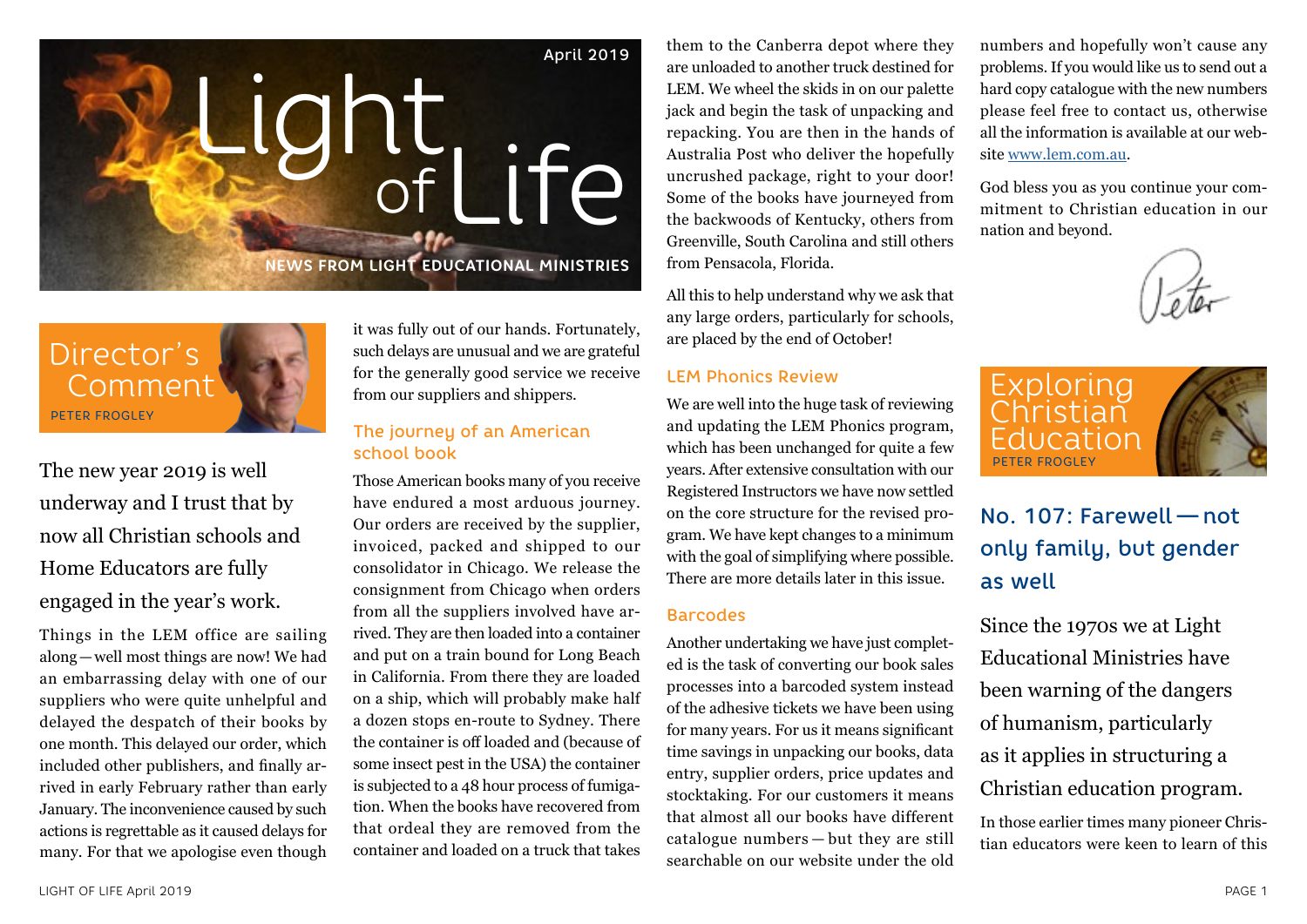April 2019

# Light of Life

NEWS FROM LIGHT EDUCATIONAL MINISTRIES

## Director's Comment

PETER FROGLEY

The new year 2019 is well underway and I trust that by now all Christian schools and Home Educators are fully engaged in the year's work.

Things in the LEM office are sailing along — well most things are now! We had an embarrassing delay with one of our suppliers who were quite unhelpful and delayed the despatch of their books by one month. This delayed our order, which included other publishers, and finally arrived in early February rather than early January. The inconvenience caused by such actions is regrettable as it caused delays for many. For that we apologise even though it was fully out of our hands. Fortunately, such delays are unusual and we are grateful for the generally good service we receive from our suppliers and shippers.

### The journey of an American school book

Those American books many of you receive have endured a most arduous journey. Our orders are received by the supplier, invoiced, packed and shipped to our consolidator in Chicago. We release the consignment from Chicago when orders from all the suppliers involved have arrived. They are then loaded into a container and put on a train bound for Long Beach in California. From there they are loaded on a ship, which will probably make half a dozen stops en-route to Sydney. There the container is off loaded and (because of some insect pest in the USA) the container is subjected to a 48 hour process of fumigation. When the books have recovered from that ordeal they are removed from the container and loaded on a truck that takes them to the Canberra depot where they are unloaded to another truck destined for LEM. We wheel the skids in on our palette jack and begin the task of unpacking and repacking. You are then in the hands of Australia Post who deliver the hopefully uncrushed package, right to your door! Some of the books have journeyed from the backwoods of Kentucky, others from Greenville, South Carolina and still others from Pensacola, Florida.

All this to help understand why we ask that any large orders, particularly for schools, are placed by the end of October!

### LEM Phonics Review

We are well into the huge task of reviewing and updating the LEM Phonics program, which has been unchanged for quite a few years. After extensive consultation with our Registered Instructors we have now settled on the core structure for the revised program. We have kept changes to a minimum with the goal of simplifying where possible. There are more details later in this issue.

### Barcodes

Another undertaking we have just completed is the task of converting our book sales processes into a barcoded system instead of the adhesive tickets we have been using for many years. For us it means significant time savings in unpacking our books, data entry, supplier orders, price updates and stocktaking. For our customers it means that almost all our books have different catalogue numbers — but they are still searchable on our website under the old numbers and hopefully won't cause any problems. If you would like us to send out a hard copy catalogue with the new numbers please feel free to contact us, otherwise all the information is available at our website [www.lem.com.au](http://www.lem.com.au).

God bless you as you continue your commitment to Christian education in our nation and beyond.

Peter

## Exploring Christian Education

PETER FROGLEY

### No. 107: Farewell — not only family, but gender as well

Since the 1970s we at Light Educational Ministries have been warning of the dangers of humanism, particularly as it applies in structuring a Christian education program.

In those earlier times many pioneer Christian educators were keen to learn of this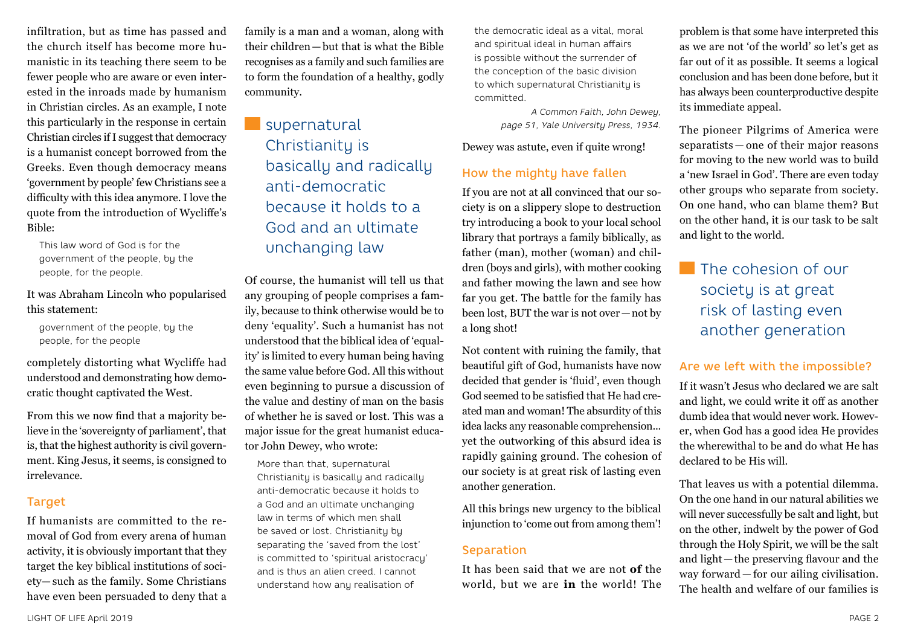infiltration, but as time has passed and the church itself has become more humanistic in its teaching there seem to be fewer people who are aware or even interested in the inroads made by humanism in Christian circles. As an example, I note this particularly in the response in certain Christian circles if I suggest that democracy is a humanist concept borrowed from the Greeks. Even though democracy means 'government by people' few Christians see a difficulty with this idea anymore. I love the quote from the introduction of Wycliffe's Bible:

> This law word of God is for the government of the people, by the people, for the people.

It was Abraham Lincoln who popularised this statement:

> government of the people, by the people, for the people

completely distorting what Wycliffe had understood and demonstrating how democratic thought captivated the West.

From this we now find that a majority believe in the 'sovereignty of parliament', that is, that the highest authority is civil government. King Jesus, it seems, is consigned to irrelevance.

## Target

If humanists are committed to the removal of God from every arena of human activity, it is obviously important that they target the key biblical institutions of society—such as the family. Some Christians have even been persuaded to deny that a family is a man and a woman, along with their children—but that is what the Bible recognises as a family and such families are to form the foundation of a healthy, godly community.

> supernatural Christianity is basically and radically anti-democratic because it holds to a God and an ultimate unchanging law

Of course, the humanist will tell us that any grouping of people comprises a family, because to think otherwise would be to deny 'equality'. Such a humanist has not understood that the biblical idea of 'equality' is limited to every human being having the same value before God. All this without even beginning to pursue a discussion of the value and destiny of man on the basis of whether he is saved or lost. This was a major issue for the great humanist educator John Dewey, who wrote:

> More than that, supernatural Christianity is basically and radically anti-democratic because it holds to a God and an ultimate unchanging law in terms of which men shall be saved or lost. Christianity by separating the 'saved from the lost' is committed to 'spiritual aristocracy' and is thus an alien creed. I cannot understand how any realisation of the democratic ideal as a vital, moral and spiritual ideal in human affairs is possible without the surrender of the conception of the basic division to which supernatural Christianity is committed.
>
> *A Common Faith, John Dewey, page 51, Yale University Press, 1934.*

Dewey was astute, even if quite wrong!

## How the mighty have fallen

If you are not at all convinced that our society is on a slippery slope to destruction try introducing a book to your local school library that portrays a family biblically, as father (man), mother (woman) and children (boys and girls), with mother cooking and father mowing the lawn and see how far you get. The battle for the family has been lost, BUT the war is not over—not by a long shot!

Not content with ruining the family, that beautiful gift of God, humanists have now decided that gender is 'fluid', even though God seemed to be satisfied that He had created man and woman! The absurdity of this idea lacks any reasonable comprehension... yet the outworking of this absurd idea is rapidly gaining ground. The cohesion of our society is at great risk of lasting even another generation.

All this brings new urgency to the biblical injunction to 'come out from among them'!

## Separation

It has been said that we are not **of** the world, but we are **in** the world! The problem is that some have interpreted this as we are not 'of the world' so let's get as far out of it as possible. It seems a logical conclusion and has been done before, but it has always been counterproductive despite its immediate appeal.

The pioneer Pilgrims of America were separatists—one of their major reasons for moving to the new world was to build a 'new Israel in God'. There are even today other groups who separate from society. On one hand, who can blame them? But on the other hand, it is our task to be salt and light to the world.

> The cohesion of our society is at great risk of lasting even another generation

## Are we left with the impossible?

If it wasn't Jesus who declared we are salt and light, we could write it off as another dumb idea that would never work. However, when God has a good idea He provides the wherewithal to be and do what He has declared to be His will.

That leaves us with a potential dilemma. On the one hand in our natural abilities we will never successfully be salt and light, but on the other, indwelt by the power of God through the Holy Spirit, we will be the salt and light—the preserving flavour and the way forward—for our ailing civilisation. The health and welfare of our families is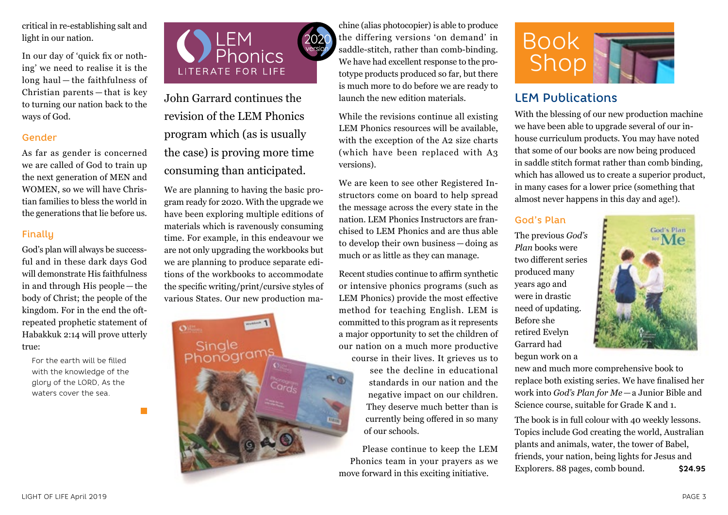critical in re-establishing salt and light in our nation.

In our day of 'quick fix or nothing' we need to realise it is the long haul — the faithfulness of Christian parents — that is key to turning our nation back to the ways of God.

### Gender

As far as gender is concerned we are called of God to train up the next generation of MEN and WOMEN, so we will have Christian families to bless the world in the generations that lie before us.

### Finally

God's plan will always be successful and in these dark days God will demonstrate His faithfulness in and through His people — the body of Christ; the people of the kingdom. For in the end the oft-repeated prophetic statement of Habakkuk 2:14 will prove utterly true:

> For the earth will be filled with the knowledge of the glory of the LORD, As the waters cover the sea.

## LEM Phonics — LITERATE FOR LIFE — 2020 version

John Garrard continues the revision of the LEM Phonics program which (as is usually the case) is proving more time consuming than anticipated.

We are planning to having the basic program ready for 2020. With the upgrade we have been exploring multiple editions of materials which is ravenously consuming time. For example, in this endeavour we are not only upgrading the workbooks but we are planning to produce separate editions of the workbooks to accommodate the specific writing/print/cursive styles of various States. Our new production machine (alias photocopier) is able to produce the differing versions 'on demand' in saddle-stitch, rather than comb-binding. We have had excellent response to the prototype products produced so far, but there is much more to do before we are ready to launch the new edition materials.

While the revisions continue all existing LEM Phonics resources will be available, with the exception of the A2 size charts (which have been replaced with A3 versions).

We are keen to see other Registered Instructors come on board to help spread the message across the every state in the nation. LEM Phonics Instructors are franchised to LEM Phonics and are thus able to develop their own business — doing as much or as little as they can manage.

Recent studies continue to affirm synthetic or intensive phonics programs (such as LEM Phonics) provide the most effective method for teaching English. LEM is committed to this program as it represents a major opportunity to set the children of our nation on a much more productive course in their lives. It grieves us to see the decline in educational standards in our nation and the negative impact on our children. They deserve much better than is currently being offered in so many of our schools.

Please continue to keep the LEM Phonics team in your prayers as we move forward in this exciting initiative.

## Book Shop

### LEM Publications

With the blessing of our new production machine we have been able to upgrade several of our in-house curriculum products. You may have noted that some of our books are now being produced in saddle stitch format rather than comb binding, which has allowed us to create a superior product, in many cases for a lower price (something that almost never happens in this day and age!).

### God's Plan

The previous *God's Plan* books were two different series produced many years ago and were in drastic need of updating. Before she retired Evelyn Garrard had begun work on a new and much more comprehensive book to replace both existing series. We have finalised her work into *God's Plan for Me* — a Junior Bible and Science course, suitable for Grade K and 1.

The book is in full colour with 40 weekly lessons. Topics include God creating the world, Australian plants and animals, water, the tower of Babel, friends, your nation, being lights for Jesus and Explorers. 88 pages, comb bound. **$24.95**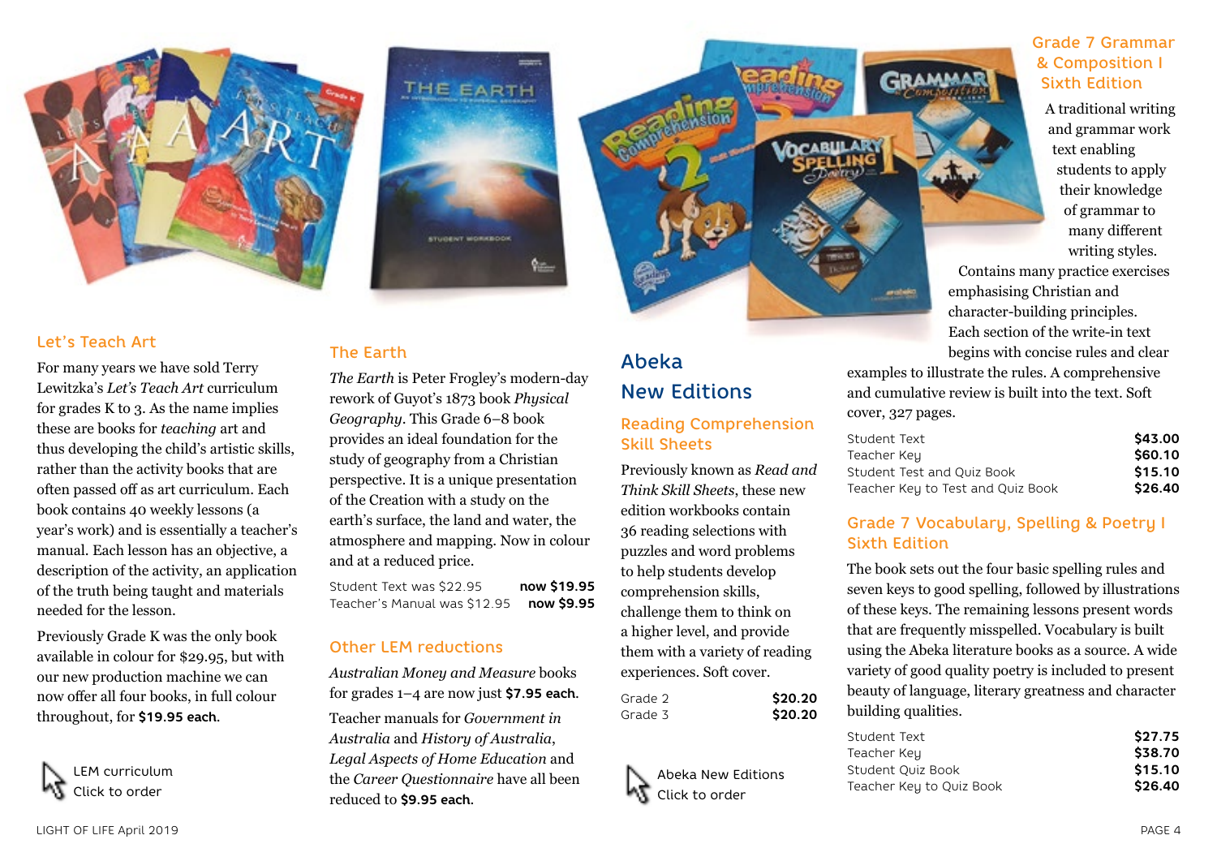## Let's Teach Art

For many years we have sold Terry Lewitzka's *Let's Teach Art* curriculum for grades K to 3. As the name implies these are books for *teaching* art and thus developing the child's artistic skills, rather than the activity books that are often passed off as art curriculum. Each book contains 40 weekly lessons (a year's work) and is essentially a teacher's manual. Each lesson has an objective, a description of the activity, an application of the truth being taught and materials needed for the lesson.

Previously Grade K was the only book available in colour for $29.95, but with our new production machine we can now offer all four books, in full colour throughout, for **$19.95 each**.

LEM curriculum
Click to order

## The Earth

*The Earth* is Peter Frogley's modern-day rework of Guyot's 1873 book *Physical Geography*. This Grade 6–8 book provides an ideal foundation for the study of geography from a Christian perspective. It is a unique presentation of the Creation with a study on the earth's surface, the land and water, the atmosphere and mapping. Now in colour and at a reduced price.

| | |
|---|---|
| Student Text was $22.95 | **now $19.95** |
| Teacher's Manual was $12.95 | **now $9.95** |

## Other LEM reductions

*Australian Money and Measure* books for grades 1–4 are now just **$7.95 each**.

Teacher manuals for *Government in Australia* and *History of Australia*, *Legal Aspects of Home Education* and the *Career Questionnaire* have all been reduced to **$9.95 each**.

# Abeka New Editions

## Reading Comprehension Skill Sheets

Previously known as *Read and Think Skill Sheets*, these new edition workbooks contain 36 reading selections with puzzles and word problems to help students develop comprehension skills, challenge them to think on a higher level, and provide them with a variety of reading experiences. Soft cover.

| | |
|---|---|
| Grade 2 | **$20.20** |
| Grade 3 | **$20.20** |

Abeka New Editions
Click to order

## Grade 7 Grammar & Composition I Sixth Edition

A traditional writing and grammar work text enabling students to apply their knowledge of grammar to many different writing styles. Contains many practice exercises emphasising Christian and character-building principles. Each section of the write-in text begins with concise rules and clear examples to illustrate the rules. A comprehensive and cumulative review is built into the text. Soft cover, 327 pages.

| | |
|---|---|
| Student Text | **$43.00** |
| Teacher Key | **$60.10** |
| Student Test and Quiz Book | **$15.10** |
| Teacher Key to Test and Quiz Book | **$26.40** |

## Grade 7 Vocabulary, Spelling & Poetry I Sixth Edition

The book sets out the four basic spelling rules and seven keys to good spelling, followed by illustrations of these keys. The remaining lessons present words that are frequently misspelled. Vocabulary is built using the Abeka literature books as a source. A wide variety of good quality poetry is included to present beauty of language, literary greatness and character building qualities.

| | |
|---|---|
| Student Text | **$27.75** |
| Teacher Key | **$38.70** |
| Student Quiz Book | **$15.10** |
| Teacher Key to Quiz Book | **$26.40** |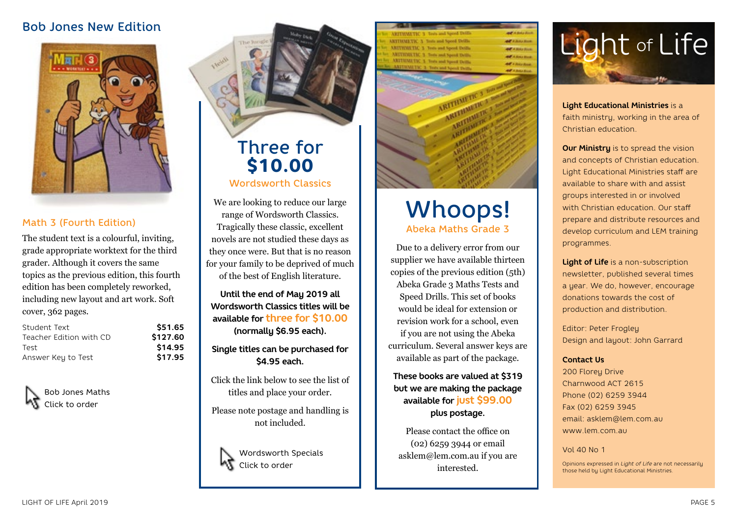## Bob Jones New Edition

### Math 3 (Fourth Edition)

The student text is a colourful, inviting, grade appropriate worktext for the third grader. Although it covers the same topics as the previous edition, this fourth edition has been completely reworked, including new layout and art work. Soft cover, 362 pages.

| | |
|---|---|
| Student Text | **$51.65** |
| Teacher Edition with CD | **$127.60** |
| Test | **$14.95** |
| Answer Key to Test | **$17.95** |

Bob Jones Maths
Click to order

## Three for **$10.00**

### Wordsworth Classics

We are looking to reduce our large range of Wordsworth Classics. Tragically these classic, excellent novels are not studied these days as they once were. But that is no reason for your family to be deprived of much of the best of English literature.

**Until the end of May 2019 all Wordsworth Classics titles will be available for three for $10.00 (normally $6.95 each).**

**Single titles can be purchased for $4.95 each.**

Click the link below to see the list of titles and place your order.

Please note postage and handling is not included.

Wordsworth Specials
Click to order

## Whoops!

### Abeka Maths Grade 3

Due to a delivery error from our supplier we have available thirteen copies of the previous edition (5th) Abeka Grade 3 Maths Tests and Speed Drills. This set of books would be ideal for extension or revision work for a school, even if you are not using the Abeka curriculum. Several answer keys are available as part of the package.

**These books are valued at $319 but we are making the package available for just $99.00 plus postage.**

Please contact the office on (02) 6259 3944 or email asklem@lem.com.au if you are interested.

## Light of Life

**Light Educational Ministries** is a faith ministry, working in the area of Christian education.

**Our Ministry** is to spread the vision and concepts of Christian education. Light Educational Ministries staff are available to share with and assist groups interested in or involved with Christian education. Our staff prepare and distribute resources and develop curriculum and LEM training programmes.

**Light of Life** is a non-subscription newsletter, published several times a year. We do, however, encourage donations towards the cost of production and distribution.

Editor: Peter Frogley
Design and layout: John Garrard

**Contact Us**
200 Florey Drive
Charnwood ACT 2615
Phone (02) 6259 3944
Fax (02) 6259 3945
email: asklem@lem.com.au
www.lem.com.au

Vol 40 No 1

Opinions expressed in *Light of Life* are not necessarily those held by Light Educational Ministries.